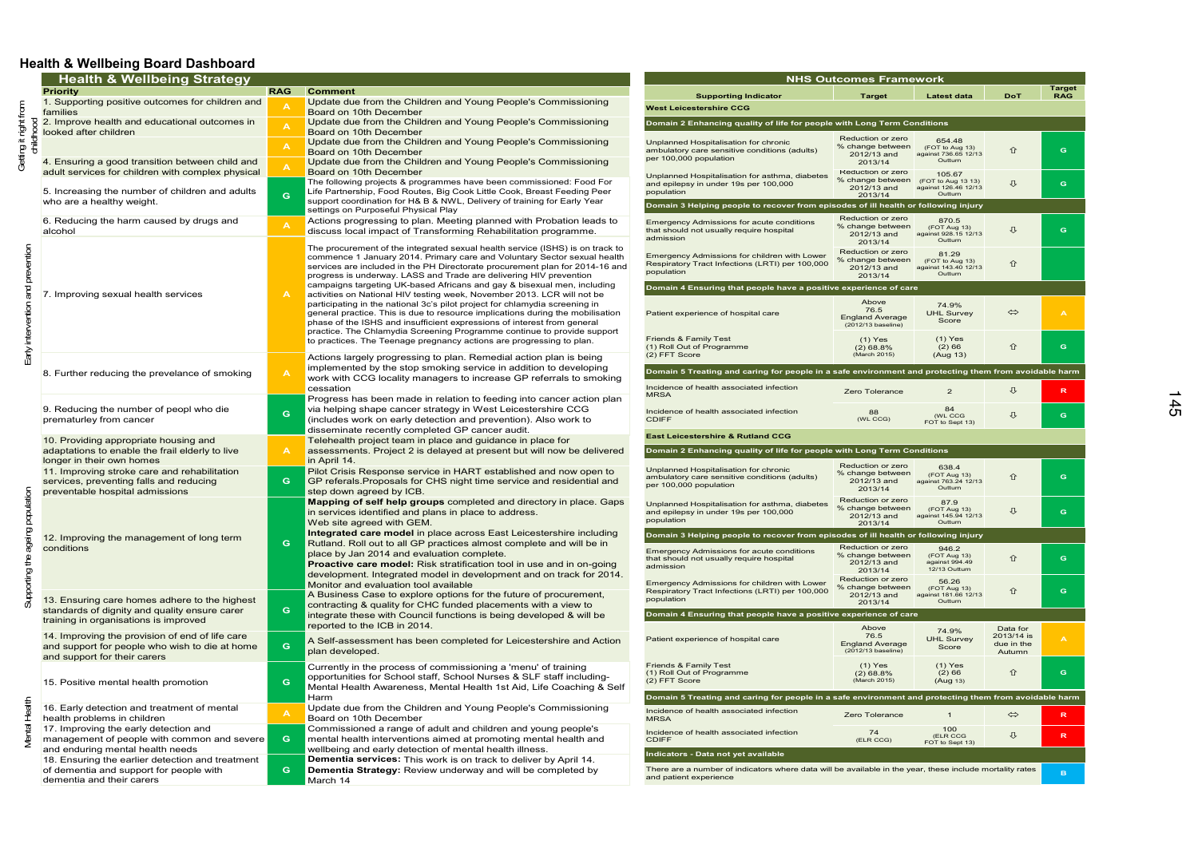## Health & Wellbeing Board Dashboard

### Health & Wellbeing Strategy

| | Priority | RAG | Comment |
|---|---|---|---|
| Getting it right from childhood | 1. Supporting positive outcomes for children and families | A | Update due from the Children and Young People's Commissioning Board on 10th December |
| | 2. Improve health and educational outcomes in looked after children | A | Update due from the Children and Young People's Commissioning Board on 10th December |
| | | A | Update due from the Children and Young People's Commissioning Board on 10th December |
| | 4. Ensuring a good transition between child and adult services for children with complex physical | A | Update due from the Children and Young People's Commissioning Board on 10th December |
| Early intervention and prevention | 5. Increasing the number of children and adults who are a healthy weight. | G | The following projects & programmes have been commissioned: Food For Life Partnership, Food Routes, Big Cook Little Cook, Breast Feeding Peer support coordination for H& B & NWL, Delivery of training for Early Year settings on Purposeful Physical Play |
| | 6. Reducing the harm caused by drugs and alcohol | A | Actions progressing to plan. Meeting planned with Probation leads to discuss local impact of Transforming Rehabilitation programme. |
| | 7. Improving sexual health services | A | The procurement of the integrated sexual health service (ISHS) is on track to commence 1 January 2014. Primary care and Voluntary Sector sexual health services are included in the PH Directorate procurement plan for 2014-16 and progress is underway. LASS and Trade are delivering HIV prevention campaigns targeting UK-based Africans and gay & bisexual men, including activities on National HIV testing week, November 2013. LCR will not be participating in the national 3c's pilot project for chlamydia screening in general practice. This is due to resource implications during the mobilisation phase of the ISHS and insufficient expressions of interest from general practice. The Chlamydia Screening Programme continue to provide support to practices. The Teenage pregnancy actions are progressing to plan. |
| | 8. Further reducing the prevelance of smoking | A | Actions largely progressing to plan. Remedial action plan is being implemented by the stop smoking service in addition to developing work with CCG locality managers to increase GP referrals to smoking cessation |
| | 9. Reducing the number of peopl who die prematurley from cancer | G | Progress has been made in relation to feeding into cancer action plan via helping shape cancer strategy in West Leicestershire CCG (includes work on early detection and prevention). Also work to disseminate recently completed GP cancer audit. |
| Supporting the ageing population | 10. Providing appropriate housing and adaptations to enable the frail elderly to live longer in their own homes | A | Telehealth project team in place and guidance in place for assessments. Project 2 is delayed at present but will now be delivered in April 14. |
| | 11. Improving stroke care and rehabilitation services, preventing falls and reducing preventable hospital admissions | G | Pilot Crisis Response service in HART established and now open to GP referals.Proposals for CHS night time service and residential and step down agreed by ICB. |
| | 12. Improving the management of long term conditions | G | **Mapping of self help groups** completed and directory in place. Gaps in services identified and plans in place to address. Web site agreed with GEM. **Integrated care model** in place across East Leicestershire including Rutland. Roll out to all GP practices almost complete and will be in place by Jan 2014 and evaluation complete. **Proactive care model:** Risk stratification tool in use and in on-going development. Integrated model in development and on track for 2014. Monitor and evaluation tool available |
| | 13. Ensuring care homes adhere to the highest standards of dignity and quality ensure carer training in organisations is improved | G | A Business Case to explore options for the future of procurement, contracting & quality for CHC funded placements with a view to integrate these with Council functions is being developed & will be reported to the ICB in 2014. |
| | 14. Improving the provision of end of life care and support for people who wish to die at home and support for their carers | G | A Self-assessment has been completed for Leicestershire and Action plan developed. |
| | 15. Positive mental health promotion | G | Currently in the process of commissioning a 'menu' of training opportunities for School staff, School Nurses & SLF staff including- Mental Health Awareness, Mental Health 1st Aid, Life Coaching & Self Harm |
| Mental Health | 16. Early detection and treatment of mental health problems in children | A | Update due from the Children and Young People's Commissioning Board on 10th December |
| | 17. Improving the early detection and management of people with common and severe and enduring mental health needs | G | Commissioned a range of adult and children and young people's mental health interventions aimed at promoting mental health and wellbeing and early detection of mental health illness. |
| | 18. Ensuring the earlier detection and treatment of dementia and support for people with dementia and their carers | G | **Dementia services:** This work is on track to deliver by April 14. **Dementia Strategy:** Review underway and will be completed by March 14 |

### NHS Outcomes Framework

| Supporting Indicator | Target | Latest data | DoT | Target RAG |
|---|---|---|---|---|
| **West Leicestershire CCG** | | | | |
| **Domain 2 Enhancing quality of life for people with Long Term Conditions** | | | | |
| Unplanned Hospitalisation for chronic ambulatory care sensitive conditions (adults) per 100,000 population | Reduction or zero % change between 2012/13 and 2013/14 | 654.48 (FOT to Aug 13) against 736.65 12/13 Outturn | ⇧ | G |
| Unplanned Hospitalisation for asthma, diabetes and epilepsy in under 19s per 100,000 population | Reduction or zero % change between 2012/13 and 2013/14 | 105.67 (FOT to Aug 13 13) against 126.46 12/13 Outturn | ⇩ | G |
| **Domain 3 Helping people to recover from episodes of ill health or following injury** | | | | |
| Emergency Admissions for acute conditions that should not usually require hospital admission | Reduction or zero % change between 2012/13 and 2013/14 | 870.5 (FOT Aug 13) against 928.15 12/13 Outturn | ⇩ | G |
| Emergency Admissions for children with Lower Respiratory Tract Infections (LRTI) per 100,000 population | Reduction or zero % change between 2012/13 and 2013/14 | 81.29 (FOT to Aug 13) against 143.40 12/13 Outturn | ⇧ | |
| **Domain 4 Ensuring that people have a positive experience of care** | | | | |
| Patient experience of hospital care | Above 76.5 England Average (2012/13 baseline) | 74.9% UHL Survey Score | ⇔ | A |
| Friends & Family Test (1) Roll Out of Programme (2) FFT Score | (1) Yes (2) 68.8% (March 2015) | (1) Yes (2) 66 (Aug 13) | ⇧ | G |
| **Domain 5 Treating and caring for people in a safe environment and protecting them from avoidable harm** | | | | |
| Incidence of health associated infection MRSA | Zero Tolerance | 2 | ⇩ | R |
| Incidence of health associated infection CDIFF | 88 (WL CCG) | 84 (WL CCG FOT to Sept 13) | ⇩ | G |
| **East Leicestershire & Rutland CCG** | | | | |
| **Domain 2 Enhancing quality of life for people with Long Term Conditions** | | | | |
| Unplanned Hospitalisation for chronic ambulatory care sensitive conditions (adults) per 100,000 population | Reduction or zero % change between 2012/13 and 2013/14 | 638.4 (FOT Aug 13) against 763.24 12/13 Outturn | ⇧ | G |
| Unplanned Hospitalisation for asthma, diabetes and epilepsy in under 19s per 100,000 population | Reduction or zero % change between 2012/13 and 2013/14 | 87.9 (FOT Aug 13) against 145.94 12/13 Outturn | ⇩ | G |
| **Domain 3 Helping people to recover from episodes of ill health or following injury** | | | | |
| Emergency Admissions for acute conditions that should not usually require hospital admission | Reduction or zero % change between 2012/13 and 2013/14 | 946.2 (FOT Aug 13) against 994.49 12/13 Outturn | ⇧ | G |
| Emergency Admissions for children with Lower Respiratory Tract Infections (LRTI) per 100,000 population | Reduction or zero % change between 2012/13 and 2013/14 | 56.26 (FOT Aug 13) against 181.66 12/13 Outturn | ⇧ | G |
| **Domain 4 Ensuring that people have a positive experience of care** | | | | |
| Patient experience of hospital care | Above 76.5 England Average (2012/13 baseline) | 74.9% UHL Survey Score | Data for 2013/14 is due in the Autumn | A |
| Friends & Family Test (1) Roll Out of Programme (2) FFT Score | (1) Yes (2) 68.8% (March 2015) | (1) Yes (2) 66 (Aug 13) | ⇧ | G |
| **Domain 5 Treating and caring for people in a safe environment and protecting them from avoidable harm** | | | | |
| Incidence of health associated infection MRSA | Zero Tolerance | 1 | ⇔ | R |
| Incidence of health associated infection CDIFF | 74 (ELR CCG) | 100 (ELR CCG FOT to Sept 13) | ⇩ | R |
| **Indicators - Data not yet available** | | | | |
| There are a number of indicators where data will be available in the year, these include mortality rates and patient experience | | | | B |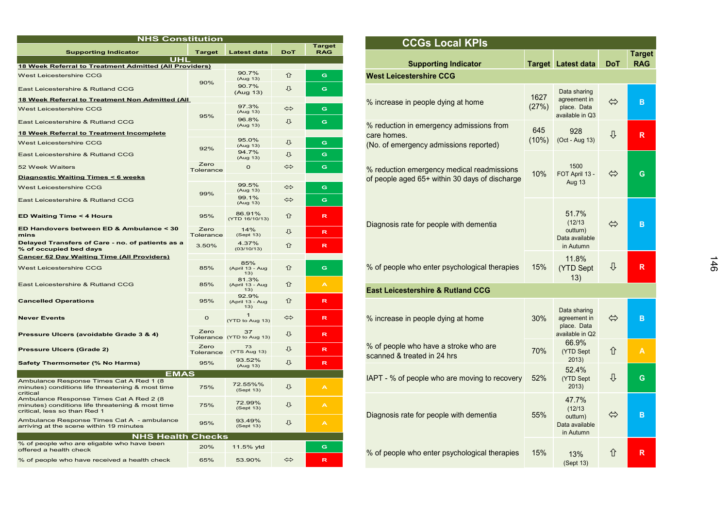## NHS Constitution

| Supporting Indicator | Target | Latest data | DoT | Target RAG |
|---|---|---|---|---|
| **UHL** | | | | |
| **18 Week Referral to Treatment Admitted (All Providers)** | | | | |
| West Leicestershire CCG | 90% | 90.7% (Aug 13) | ⇧ | G |
| East Leicestershire & Rutland CCG | | 90.7% (Aug 13) | ⇩ | G |
| **18 Week Referral to Treatment Non Admitted (All** | | | | |
| West Leicestershire CCG | 95% | 97.3% (Aug 13) | ⇔ | G |
| East Leicestershire & Rutland CCG | | 96.8% (Aug 13) | ⇩ | G |
| **18 Week Referral to Treatment Incomplete** | | | | |
| West Leicestershire CCG | 92% | 95.0% (Aug 13) | ⇩ | G |
| East Leicestershire & Rutland CCG | | 94.7% (Aug 13) | ⇩ | G |
| 52 Week Waiters | Zero Tolerance | 0 | ⇔ | G |
| **Diagnostic Waiting Times < 6 weeks** | | | | |
| West Leicestershire CCG | 99% | 99.5% (Aug 13) | ⇔ | G |
| East Leicestershire & Rutland CCG | | 99.1% (Aug 13) | ⇔ | G |
| **ED Waiting Time < 4 Hours** | 95% | 86.91% (YTD 16/10/13) | ⇧ | R |
| **ED Handovers between ED & Ambulance < 30 mins** | Zero Tolerance | 14% (Sept 13) | ⇩ | R |
| **Delayed Transfers of Care - no. of patients as a % of occupied bed days** | 3.50% | 4.37% (03/10/13) | ⇧ | R |
| **Cancer 62 Day Waiting Time (All Providers)** | | | | |
| West Leicestershire CCG | 85% | 85% (April 13 - Aug 13) | ⇧ | G |
| East Leicestershire & Rutland CCG | 85% | 81.3% (April 13 - Aug 13) | ⇧ | A |
| **Cancelled Operations** | 95% | 92.9% (April 13 - Aug 13) | ⇧ | R |
| **Never Events** | 0 | 1 (YTD to Aug 13) | ⇔ | R |
| **Pressure Ulcers (avoidable Grade 3 & 4)** | Zero Tolerance | 37 (YTD to Aug 13) | ⇩ | R |
| **Pressure Ulcers (Grade 2)** | Zero Tolerance | 73 (YTS Aug 13) | ⇩ | R |
| **Safety Thermometer (% No Harms)** | 95% | 93.52% (Aug 13) | ⇩ | R |
| **EMAS** | | | | |
| Ambulance Response Times Cat A Red 1 (8 minutes) conditions life threatening & most time critical | 75% | 72.55%% (Sept 13) | ⇩ | A |
| Ambulance Response Times Cat A Red 2 (8 minutes) conditions life threatening & most time critical, less so than Red 1 | 75% | 72.99% (Sept 13) | ⇩ | A |
| Ambulance Response Times Cat A - ambulance arriving at the scene within 19 minutes | 95% | 93.49% (Sept 13) | ⇩ | A |
| **NHS Health Checks** | | | | |
| % of people who are eligable who have been offered a health check | 20% | 11.5% ytd | | G |
| % of people who have received a health check | 65% | 53.90% | ⇔ | R |

## CCGs Local KPIs

| Supporting Indicator | Target | Latest data | DoT | Target RAG |
|---|---|---|---|---|
| **West Leicestershire CCG** | | | | |
| % increase in people dying at home | 1627 (27%) | Data sharing agreement in place. Data available in Q3 | ⇔ | B |
| % reduction in emergency admissions from care homes. (No. of emergency admissions reported) | 645 (10%) | 928 (Oct - Aug 13) | ⇩ | R |
| % reduction emergency medical readmissions of people aged 65+ within 30 days of discharge | 10% | 1500 FOT April 13 - Aug 13 | ⇔ | G |
| Diagnosis rate for people with dementia | | 51.7% (12/13 outturn) Data available in Autumn | ⇔ | B |
| % of people who enter psychological therapies | 15% | 11.8% (YTD Sept 13) | ⇩ | R |
| **East Leicestershire & Rutland CCG** | | | | |
| % increase in people dying at home | 30% | Data sharing agreement in place. Data available in Q2 | ⇔ | B |
| % of people who have a stroke who are scanned & treated in 24 hrs | 70% | 66.9% (YTD Sept 2013) | ⇧ | A |
| IAPT - % of people who are moving to recovery | 52% | 52.4% (YTD Sept 2013) | ⇩ | G |
| Diagnosis rate for people with dementia | 55% | 47.7% (12/13 outturn) Data available in Autumn | ⇔ | B |
| % of people who enter psychological therapies | 15% | 13% (Sept 13) | ⇧ | R |